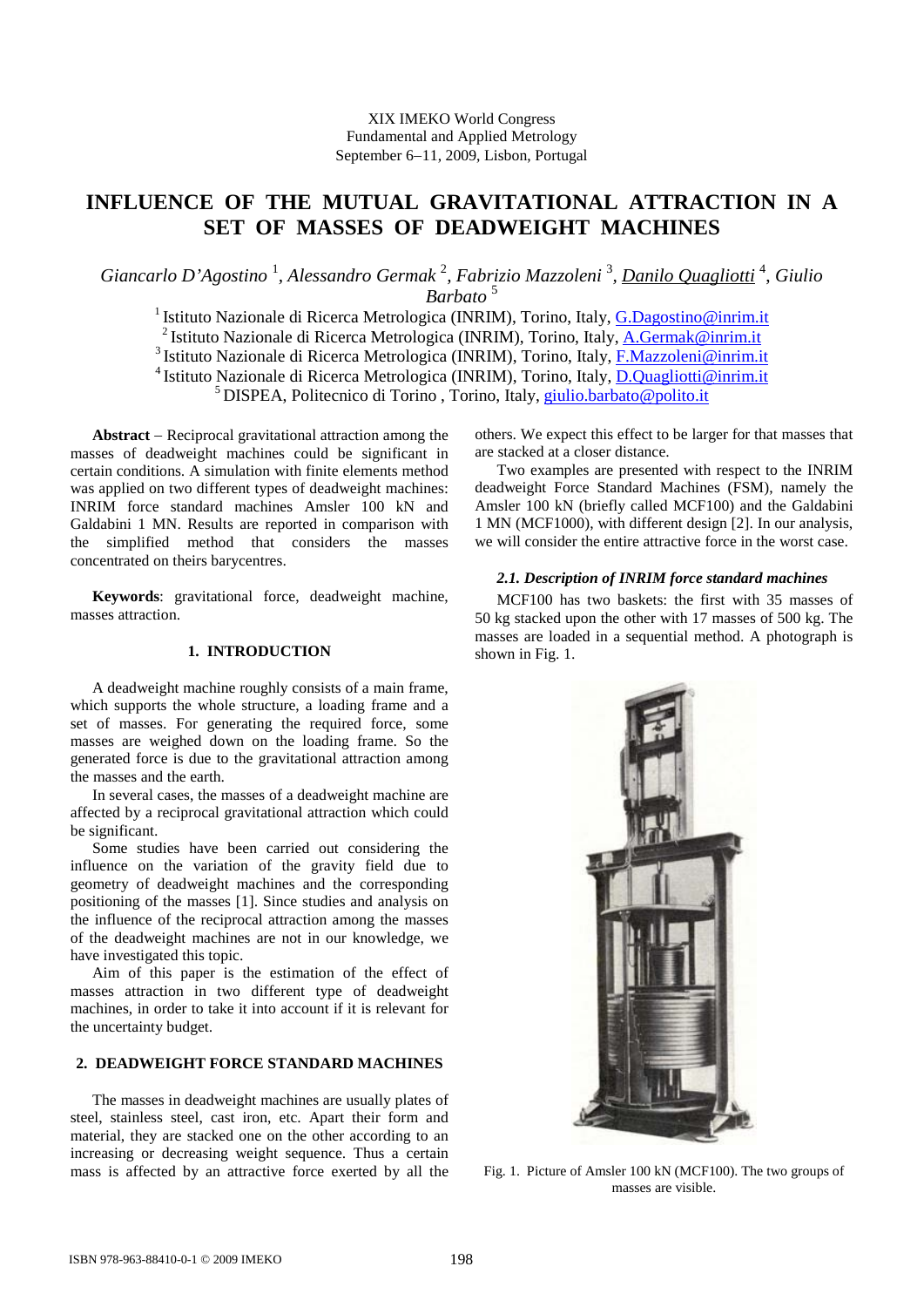XIX IMEKO World Congress
Fundamental and Applied Metrology
September 6–11, 2009, Lisbon, Portugal

# INFLUENCE OF THE MUTUAL GRAVITATIONAL ATTRACTION IN A SET OF MASSES OF DEADWEIGHT MACHINES

*Giancarlo D'Agostino* [1], *Alessandro Germak* [2], *Fabrizio Mazzoleni* [3], *Danilo Quagliotti* [4], *Giulio Barbato* [5]

[1] Istituto Nazionale di Ricerca Metrologica (INRIM), Torino, Italy, G.Dagostino@inrim.it
[2] Istituto Nazionale di Ricerca Metrologica (INRIM), Torino, Italy, A.Germak@inrim.it
[3] Istituto Nazionale di Ricerca Metrologica (INRIM), Torino, Italy, F.Mazzoleni@inrim.it
[4] Istituto Nazionale di Ricerca Metrologica (INRIM), Torino, Italy, D.Quagliotti@inrim.it
[5] DISPEA, Politecnico di Torino , Torino, Italy, giulio.barbato@polito.it

**Abstract** – Reciprocal gravitational attraction among the masses of deadweight machines could be significant in certain conditions. A simulation with finite elements method was applied on two different types of deadweight machines: INRIM force standard machines Amsler 100 kN and Galdabini 1 MN. Results are reported in comparison with the simplified method that considers the masses concentrated on theirs barycentres.

**Keywords**: gravitational force, deadweight machine, masses attraction.

## 1. INTRODUCTION

A deadweight machine roughly consists of a main frame, which supports the whole structure, a loading frame and a set of masses. For generating the required force, some masses are weighed down on the loading frame. So the generated force is due to the gravitational attraction among the masses and the earth.

In several cases, the masses of a deadweight machine are affected by a reciprocal gravitational attraction which could be significant.

Some studies have been carried out considering the influence on the variation of the gravity field due to geometry of deadweight machines and the corresponding positioning of the masses [1]. Since studies and analysis on the influence of the reciprocal attraction among the masses of the deadweight machines are not in our knowledge, we have investigated this topic.

Aim of this paper is the estimation of the effect of masses attraction in two different type of deadweight machines, in order to take it into account if it is relevant for the uncertainty budget.

## 2. DEADWEIGHT FORCE STANDARD MACHINES

The masses in deadweight machines are usually plates of steel, stainless steel, cast iron, etc. Apart their form and material, they are stacked one on the other according to an increasing or decreasing weight sequence. Thus a certain mass is affected by an attractive force exerted by all the others. We expect this effect to be larger for that masses that are stacked at a closer distance.

Two examples are presented with respect to the INRIM deadweight Force Standard Machines (FSM), namely the Amsler 100 kN (briefly called MCF100) and the Galdabini 1 MN (MCF1000), with different design [2]. In our analysis, we will consider the entire attractive force in the worst case.

### *2.1. Description of INRIM force standard machines*

MCF100 has two baskets: the first with 35 masses of 50 kg stacked upon the other with 17 masses of 500 kg. The masses are loaded in a sequential method. A photograph is shown in Fig. 1.

Fig. 1. Picture of Amsler 100 kN (MCF100). The two groups of masses are visible.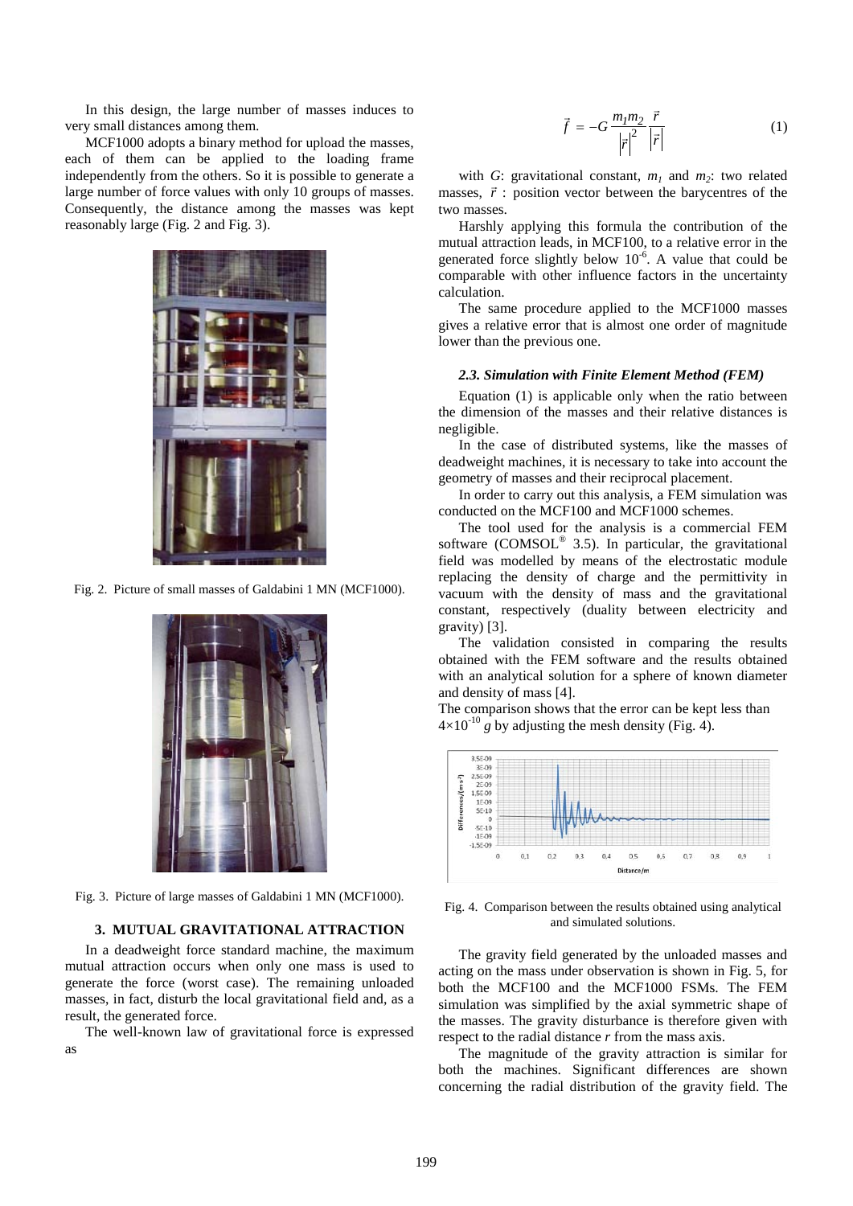In this design, the large number of masses induces to very small distances among them.

MCF1000 adopts a binary method for upload the masses, each of them can be applied to the loading frame independently from the others. So it is possible to generate a large number of force values with only 10 groups of masses. Consequently, the distance among the masses was kept reasonably large (Fig. 2 and Fig. 3).

Fig. 2. Picture of small masses of Galdabini 1 MN (MCF1000).

Fig. 3. Picture of large masses of Galdabini 1 MN (MCF1000).

## 3. MUTUAL GRAVITATIONAL ATTRACTION

In a deadweight force standard machine, the maximum mutual attraction occurs when only one mass is used to generate the force (worst case). The remaining unloaded masses, in fact, disturb the local gravitational field and, as a result, the generated force.

The well-known law of gravitational force is expressed as

$$\vec{f} = -G\frac{m_1 m_2}{\left|\vec{r}\right|^2}\frac{\vec{r}}{\left|\vec{r}\right|} \quad (1)$$

with $G$: gravitational constant, $m_1$ and $m_2$: two related masses, $\vec{r}$ : position vector between the barycentres of the two masses.

Harshly applying this formula the contribution of the mutual attraction leads, in MCF100, to a relative error in the generated force slightly below $10^{-6}$. A value that could be comparable with other influence factors in the uncertainty calculation.

The same procedure applied to the MCF1000 masses gives a relative error that is almost one order of magnitude lower than the previous one.

### *2.3. Simulation with Finite Element Method (FEM)*

Equation (1) is applicable only when the ratio between the dimension of the masses and their relative distances is negligible.

In the case of distributed systems, like the masses of deadweight machines, it is necessary to take into account the geometry of masses and their reciprocal placement.

In order to carry out this analysis, a FEM simulation was conducted on the MCF100 and MCF1000 schemes.

The tool used for the analysis is a commercial FEM software (COMSOL® 3.5). In particular, the gravitational field was modelled by means of the electrostatic module replacing the density of charge and the permittivity in vacuum with the density of mass and the gravitational constant, respectively (duality between electricity and gravity) [3].

The validation consisted in comparing the results obtained with the FEM software and the results obtained with an analytical solution for a sphere of known diameter and density of mass [4].

The comparison shows that the error can be kept less than $4\times10^{-10}$ $g$ by adjusting the mesh density (Fig. 4).

Fig. 4. Comparison between the results obtained using analytical and simulated solutions.

The gravity field generated by the unloaded masses and acting on the mass under observation is shown in Fig. 5, for both the MCF100 and the MCF1000 FSMs. The FEM simulation was simplified by the axial symmetric shape of the masses. The gravity disturbance is therefore given with respect to the radial distance $r$ from the mass axis.

The magnitude of the gravity attraction is similar for both the machines. Significant differences are shown concerning the radial distribution of the gravity field. The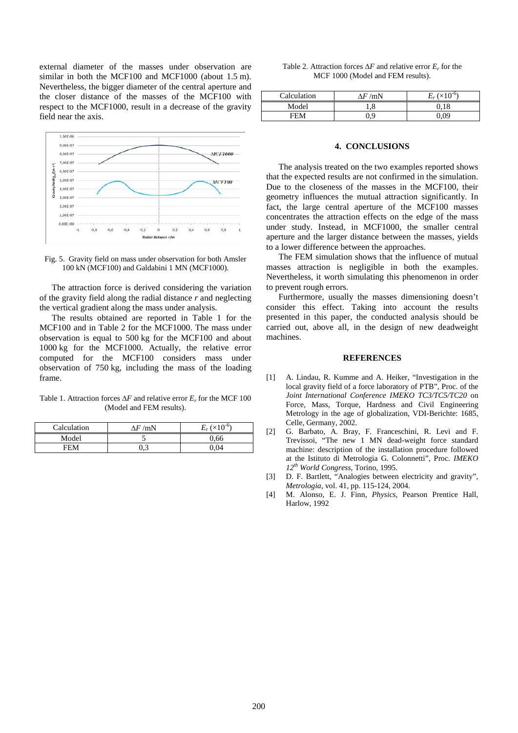external diameter of the masses under observation are similar in both the MCF100 and MCF1000 (about 1.5 m). Nevertheless, the bigger diameter of the central aperture and the closer distance of the masses of the MCF100 with respect to the MCF1000, result in a decrease of the gravity field near the axis.

1,00E-06
9,00E-07
8,00E-07
7,00E-07
6,00E-07
5,00E-07
4,00E-07
3,00E-07
2,00E-07
1,00E-07
0,00E+00
-1
-0,8
-0,6
-0,4
-0,2
0
0,2
0,4
0,6
0,8
1
Gravity field $g_m$/(m s$^{-2}$)
Radial distance r/m
MCF1000
MCF100

Fig. 5. Gravity field on mass under observation for both Amsler 100 kN (MCF100) and Galdabini 1 MN (MCF1000).

The attraction force is derived considering the variation of the gravity field along the radial distance *r* and neglecting the vertical gradient along the mass under analysis.

The results obtained are reported in Table 1 for the MCF100 and in Table 2 for the MCF1000. The mass under observation is equal to 500 kg for the MCF100 and about 1000 kg for the MCF1000. Actually, the relative error computed for the MCF100 considers mass under observation of 750 kg, including the mass of the loading frame.

Table 1. Attraction forces $\Delta F$ and relative error $E_r$ for the MCF 100 (Model and FEM results).

| Calculation | $\Delta F$ /mN | $E_r$ ($\times 10^{-6}$) |
|---|---|---|
| Model | 5 | 0,66 |
| FEM | 0,3 | 0,04 |

Table 2. Attraction forces $\Delta F$ and relative error $E_r$ for the MCF 1000 (Model and FEM results).

| Calculation | $\Delta F$ /mN | $E_r$ ($\times 10^{-6}$) |
|---|---|---|
| Model | 1,8 | 0,18 |
| FEM | 0,9 | 0,09 |

## 4. CONCLUSIONS

The analysis treated on the two examples reported shows that the expected results are not confirmed in the simulation. Due to the closeness of the masses in the MCF100, their geometry influences the mutual attraction significantly. In fact, the large central aperture of the MCF100 masses concentrates the attraction effects on the edge of the mass under study. Instead, in MCF1000, the smaller central aperture and the larger distance between the masses, yields to a lower difference between the approaches.

The FEM simulation shows that the influence of mutual masses attraction is negligible in both the examples. Nevertheless, it worth simulating this phenomenon in order to prevent rough errors.

Furthermore, usually the masses dimensioning doesn't consider this effect. Taking into account the results presented in this paper, the conducted analysis should be carried out, above all, in the design of new deadweight machines.

## REFERENCES

[1] A. Lindau, R. Kumme and A. Heiker, "Investigation in the local gravity field of a force laboratory of PTB", Proc. of the *Joint International Conference IMEKO TC3/TC5/TC20* on Force, Mass, Torque, Hardness and Civil Engineering Metrology in the age of globalization, VDI-Berichte: 1685, Celle, Germany, 2002.

[2] G. Barbato, A. Bray, F. Franceschini, R. Levi and F. Trevissoi, "The new 1 MN dead-weight force standard machine: description of the installation procedure followed at the Istituto di Metrologia G. Colonnetti", Proc. *IMEKO 12th World Congress*, Torino, 1995.

[3] D. F. Bartlett, "Analogies between electricity and gravity", *Metrologia*, vol. 41, pp. 115-124, 2004.

[4] M. Alonso, E. J. Finn, *Physics*, Pearson Prentice Hall, Harlow, 1992